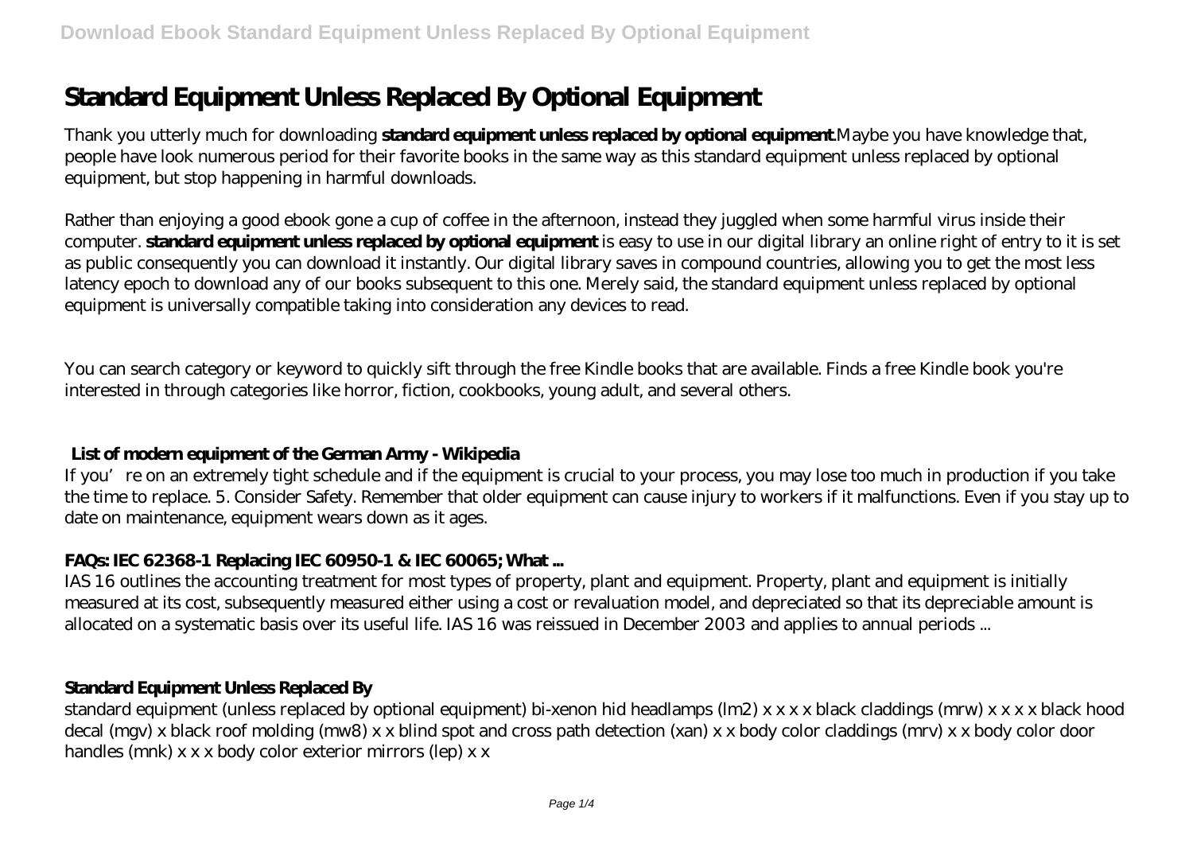# Standard Equipment Unless Replaced By Optional Equipment

Thank you utterly much for downloading **standard equipment unless replaced by optional equipment**.Maybe you have knowledge that, people have look numerous period for their favorite books in the same way as this standard equipment unless replaced by optional equipment, but stop happening in harmful downloads.

Rather than enjoying a good ebook gone a cup of coffee in the afternoon, instead they juggled when some harmful virus inside their computer. **standard equipment unless replaced by optional equipment** is easy to use in our digital library an online right of entry to it is set as public consequently you can download it instantly. Our digital library saves in compound countries, allowing you to get the most less latency epoch to download any of our books subsequent to this one. Merely said, the standard equipment unless replaced by optional equipment is universally compatible taking into consideration any devices to read.

You can search category or keyword to quickly sift through the free Kindle books that are available. Finds a free Kindle book you're interested in through categories like horror, fiction, cookbooks, young adult, and several others.

## List of modern equipment of the German Army - Wikipedia

If you're on an extremely tight schedule and if the equipment is crucial to your process, you may lose too much in production if you take the time to replace. 5. Consider Safety. Remember that older equipment can cause injury to workers if it malfunctions. Even if you stay up to date on maintenance, equipment wears down as it ages.

## FAQs: IEC 62368-1 Replacing IEC 60950-1 & IEC 60065; What ...

IAS 16 outlines the accounting treatment for most types of property, plant and equipment. Property, plant and equipment is initially measured at its cost, subsequently measured either using a cost or revaluation model, and depreciated so that its depreciable amount is allocated on a systematic basis over its useful life. IAS 16 was reissued in December 2003 and applies to annual periods ...

## Standard Equipment Unless Replaced By

standard equipment (unless replaced by optional equipment) bi-xenon hid headlamps (lm2) x x x x black claddings (mrw) x x x x black hood decal (mgv) x black roof molding (mw8) x x blind spot and cross path detection (xan) x x body color claddings (mrv) x x body color door handles (mnk) x x x body color exterior mirrors (lep) x x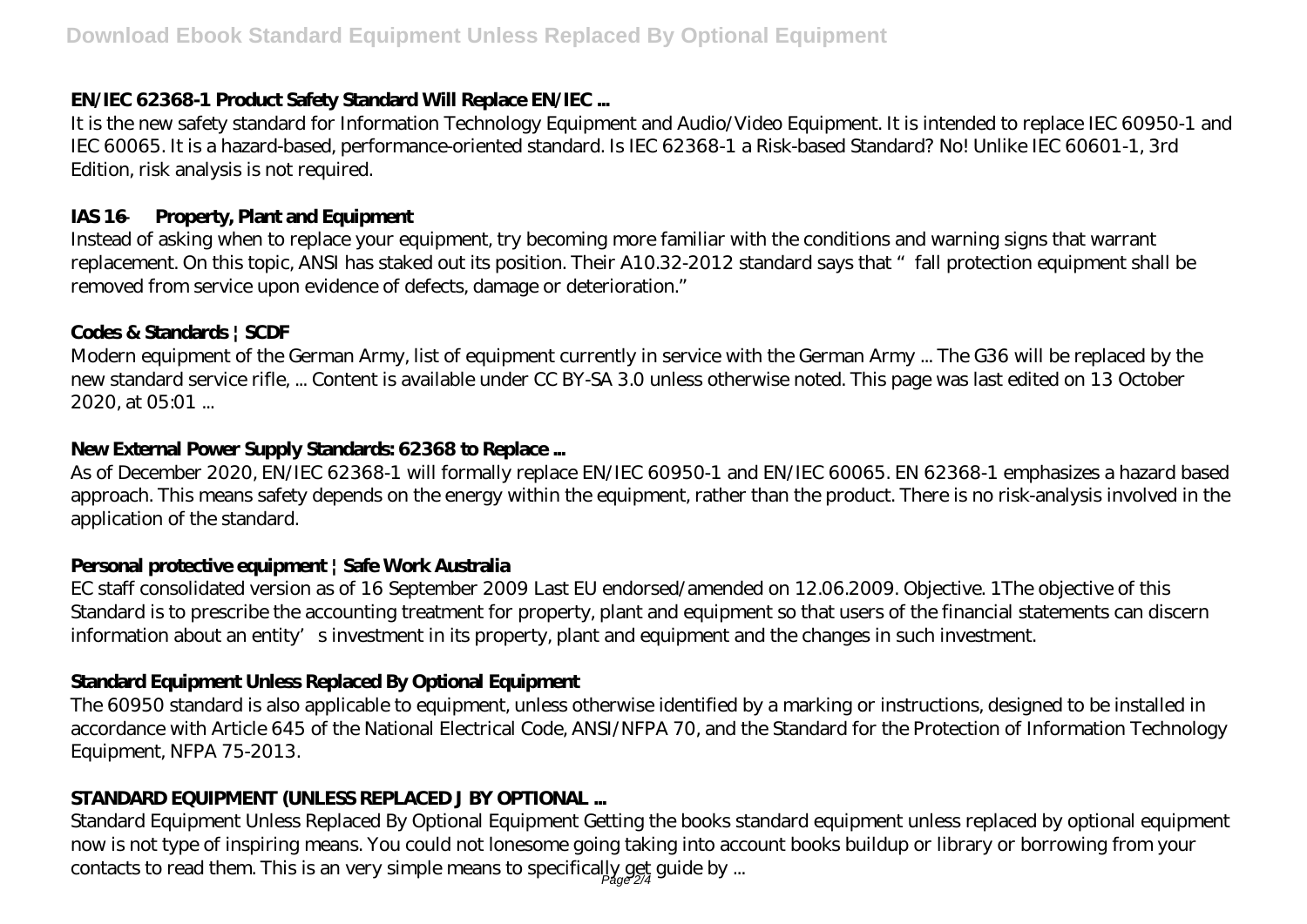### EN/IEC 62368-1 Product Safety Standard Will Replace EN/IEC ...

It is the new safety standard for Information Technology Equipment and Audio/Video Equipment. It is intended to replace IEC 60950-1 and IEC 60065. It is a hazard-based, performance-oriented standard. Is IEC 62368-1 a Risk-based Standard? No! Unlike IEC 60601-1, 3rd Edition, risk analysis is not required.

### IAS 16 — Property, Plant and Equipment

Instead of asking when to replace your equipment, try becoming more familiar with the conditions and warning signs that warrant replacement. On this topic, ANSI has staked out its position. Their A10.32-2012 standard says that "fall protection equipment shall be removed from service upon evidence of defects, damage or deterioration."

### Codes & Standards | SCDF

Modern equipment of the German Army, list of equipment currently in service with the German Army ... The G36 will be replaced by the new standard service rifle, ... Content is available under CC BY-SA 3.0 unless otherwise noted. This page was last edited on 13 October 2020, at 05:01 ...

### New External Power Supply Standards: 62368 to Replace ...

As of December 2020, EN/IEC 62368-1 will formally replace EN/IEC 60950-1 and EN/IEC 60065. EN 62368-1 emphasizes a hazard based approach. This means safety depends on the energy within the equipment, rather than the product. There is no risk-analysis involved in the application of the standard.

### Personal protective equipment | Safe Work Australia

EC staff consolidated version as of 16 September 2009 Last EU endorsed/amended on 12.06.2009. Objective. 1The objective of this Standard is to prescribe the accounting treatment for property, plant and equipment so that users of the financial statements can discern information about an entity's investment in its property, plant and equipment and the changes in such investment.

### Standard Equipment Unless Replaced By Optional Equipment

The 60950 standard is also applicable to equipment, unless otherwise identified by a marking or instructions, designed to be installed in accordance with Article 645 of the National Electrical Code, ANSI/NFPA 70, and the Standard for the Protection of Information Technology Equipment, NFPA 75-2013.

### STANDARD EQUIPMENT (UNLESS REPLACED J BY OPTIONAL ...

Standard Equipment Unless Replaced By Optional Equipment Getting the books standard equipment unless replaced by optional equipment now is not type of inspiring means. You could not lonesome going taking into account books buildup or library or borrowing from your contacts to read them. This is an very simple means to specifically get guide by ...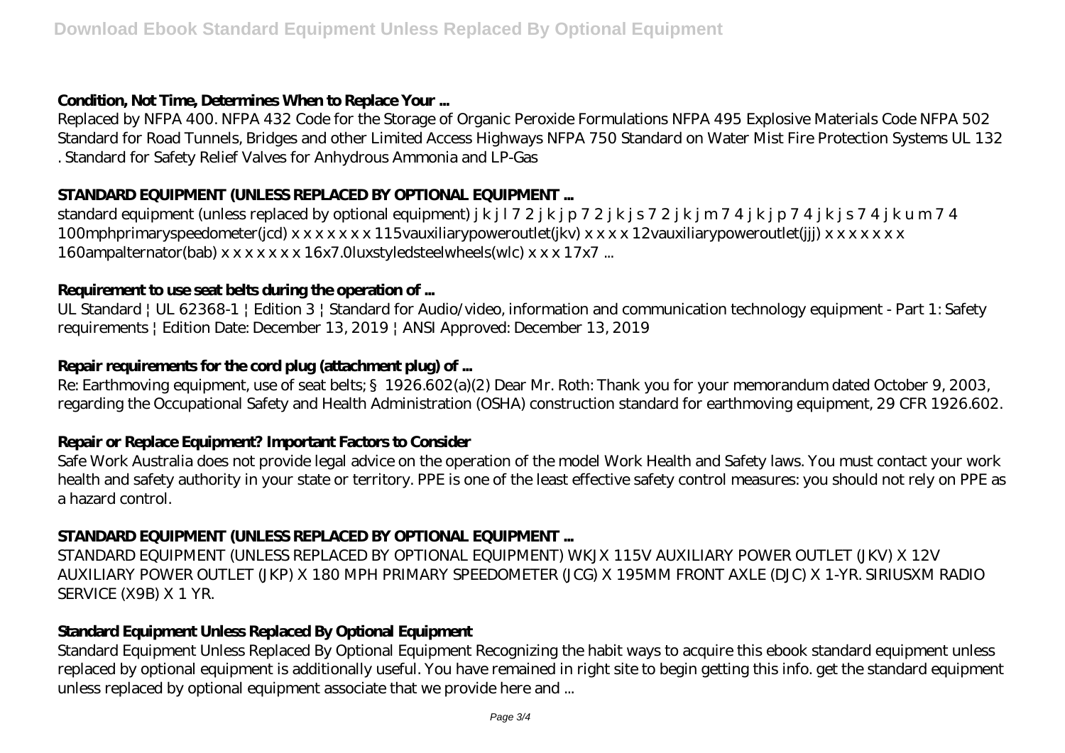### **Condition, Not Time, Determines When to Replace Your ...**

Replaced by NFPA 400. NFPA 432 Code for the Storage of Organic Peroxide Formulations NFPA 495 Explosive Materials Code NFPA 502 Standard for Road Tunnels, Bridges and other Limited Access Highways NFPA 750 Standard on Water Mist Fire Protection Systems UL 132 . Standard for Safety Relief Valves for Anhydrous Ammonia and LP-Gas

### **STANDARD EQUIPMENT (UNLESS REPLACED BY OPTIONAL EQUIPMENT ...**

standard equipment (unless replaced by optional equipment) j k j l 7 2 j k j p 7 2 j k j s 7 2 j k j m 7 4 j k j p 7 4 j k j s 7 4 j k u m 7 4 100mphprimaryspeedometer(jcd) x x x x x x x 115vauxiliarypoweroutlet(jkv) x x x x 12vauxiliarypoweroutlet(jjj) x x x x x x x 160ampalternator(bab) x x x x x x x 16x7.0luxstyledsteelwheels(wlc) x x x 17x7 ...

### **Requirement to use seat belts during the operation of ...**

UL Standard | UL 62368-1 | Edition 3 | Standard for Audio/video, information and communication technology equipment - Part 1: Safety requirements | Edition Date: December 13, 2019 | ANSI Approved: December 13, 2019

### **Repair requirements for the cord plug (attachment plug) of ...**

Re: Earthmoving equipment, use of seat belts; § 1926.602(a)(2) Dear Mr. Roth: Thank you for your memorandum dated October 9, 2003, regarding the Occupational Safety and Health Administration (OSHA) construction standard for earthmoving equipment, 29 CFR 1926.602.

### **Repair or Replace Equipment? Important Factors to Consider**

Safe Work Australia does not provide legal advice on the operation of the model Work Health and Safety laws. You must contact your work health and safety authority in your state or territory. PPE is one of the least effective safety control measures: you should not rely on PPE as a hazard control.

### **STANDARD EQUIPMENT (UNLESS REPLACED BY OPTIONAL EQUIPMENT ...**

STANDARD EQUIPMENT (UNLESS REPLACED BY OPTIONAL EQUIPMENT) WKJX 115V AUXILIARY POWER OUTLET (JKV) X 12V AUXILIARY POWER OUTLET (JKP) X 180 MPH PRIMARY SPEEDOMETER (JCG) X 195MM FRONT AXLE (DJC) X 1-YR. SIRIUSXM RADIO SERVICE (X9B) X 1 YR.

### **Standard Equipment Unless Replaced By Optional Equipment**

Standard Equipment Unless Replaced By Optional Equipment Recognizing the habit ways to acquire this ebook standard equipment unless replaced by optional equipment is additionally useful. You have remained in right site to begin getting this info. get the standard equipment unless replaced by optional equipment associate that we provide here and ...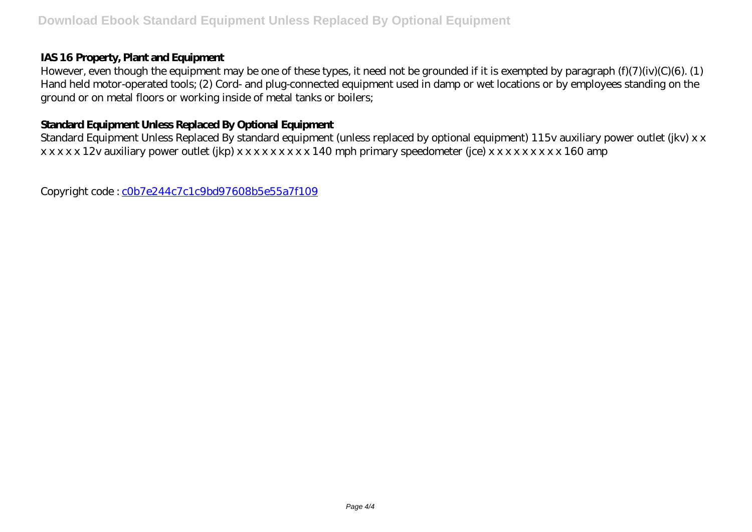## IAS 16 Property, Plant and Equipment

However, even though the equipment may be one of these types, it need not be grounded if it is exempted by paragraph (f)(7)(iv)(C)(6). (1) Hand held motor-operated tools; (2) Cord- and plug-connected equipment used in damp or wet locations or by employees standing on the ground or on metal floors or working inside of metal tanks or boilers;

## Standard Equipment Unless Replaced By Optional Equipment

Standard Equipment Unless Replaced By standard equipment (unless replaced by optional equipment) 115v auxiliary power outlet (jkv) x x x x x x x 12v auxiliary power outlet (jkp) x x x x x x x x x 140 mph primary speedometer (jce) x x x x x x x x x 160 amp

Copyright code : [c0b7e244c7c1c9bd97608b5e55a7f109](c0b7e244c7c1c9bd97608b5e55a7f109)